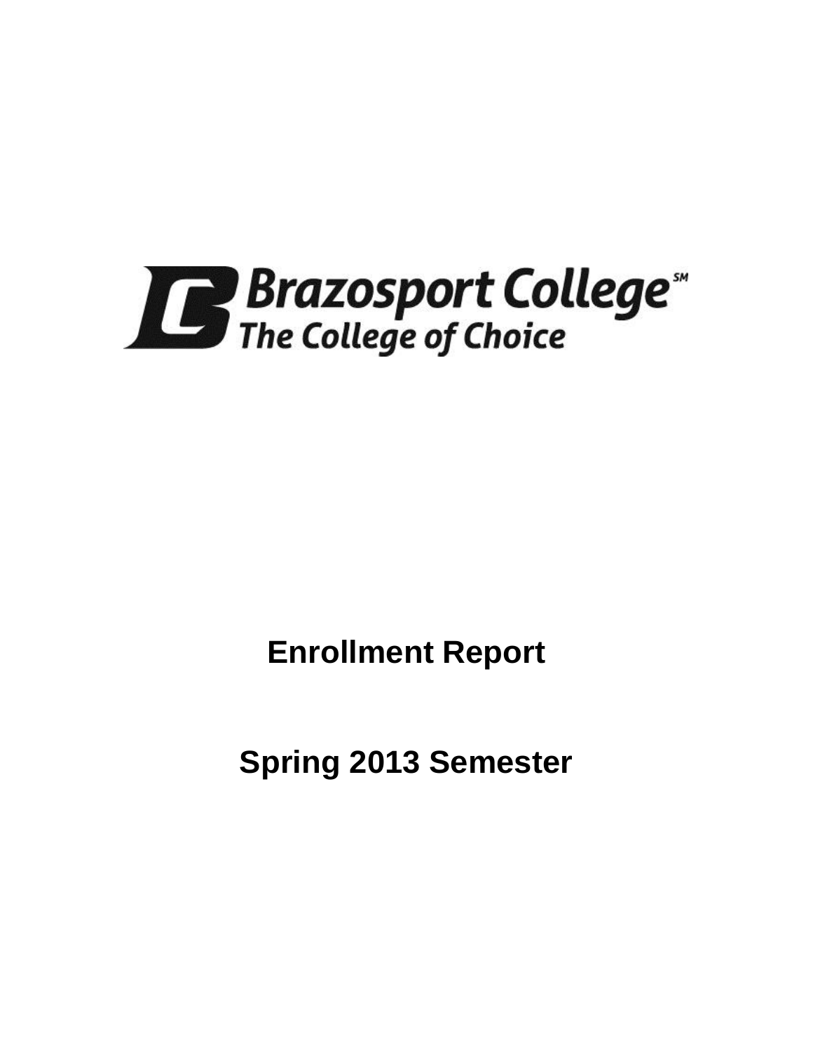Brazosport College℠

The College of Choice

# Enrollment Report

# Spring 2013 Semester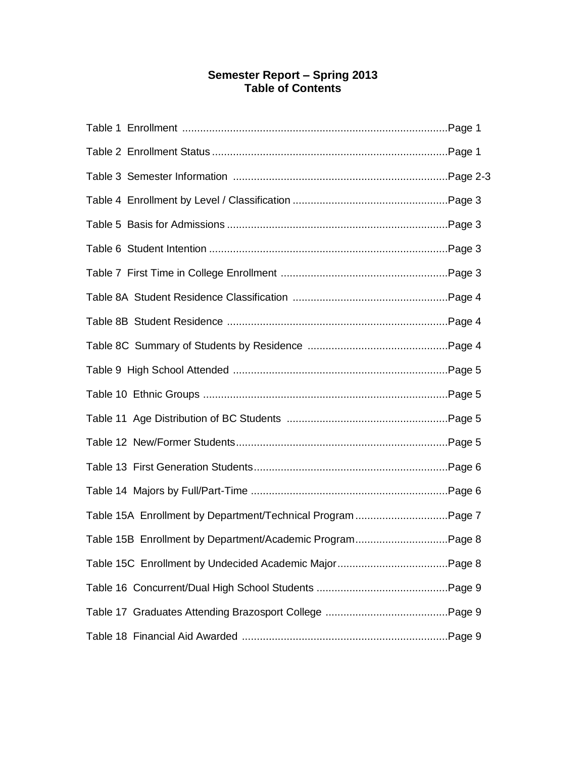# Semester Report – Spring 2013
## Table of Contents

| Table | Page |
|---|---|
| Table 1 Enrollment | Page 1 |
| Table 2 Enrollment Status | Page 1 |
| Table 3 Semester Information | Page 2-3 |
| Table 4 Enrollment by Level / Classification | Page 3 |
| Table 5 Basis for Admissions | Page 3 |
| Table 6 Student Intention | Page 3 |
| Table 7 First Time in College Enrollment | Page 3 |
| Table 8A Student Residence Classification | Page 4 |
| Table 8B Student Residence | Page 4 |
| Table 8C Summary of Students by Residence | Page 4 |
| Table 9 High School Attended | Page 5 |
| Table 10 Ethnic Groups | Page 5 |
| Table 11 Age Distribution of BC Students | Page 5 |
| Table 12 New/Former Students | Page 5 |
| Table 13 First Generation Students | Page 6 |
| Table 14 Majors by Full/Part-Time | Page 6 |
| Table 15A Enrollment by Department/Technical Program | Page 7 |
| Table 15B Enrollment by Department/Academic Program | Page 8 |
| Table 15C Enrollment by Undecided Academic Major | Page 8 |
| Table 16 Concurrent/Dual High School Students | Page 9 |
| Table 17 Graduates Attending Brazosport College | Page 9 |
| Table 18 Financial Aid Awarded | Page 9 |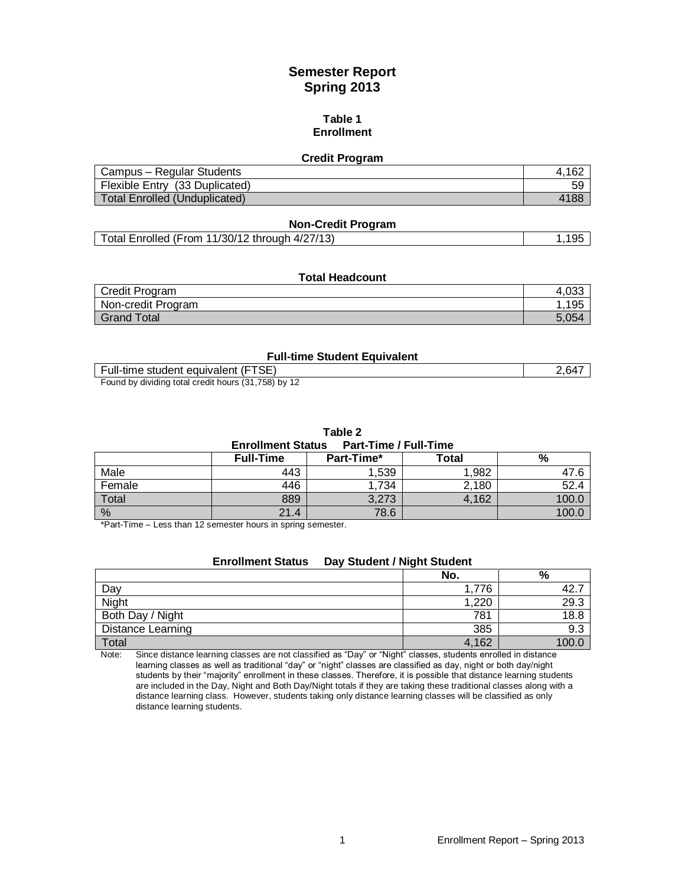# Semester Report
# Spring 2013

## Table 1
## Enrollment

### Credit Program

| | |
|---|---|
| Campus – Regular Students | 4,162 |
| Flexible Entry (33 Duplicated) | 59 |
| Total Enrolled (Unduplicated) | 4188 |

### Non-Credit Program

| | |
|---|---|
| Total Enrolled (From 11/30/12 through 4/27/13) | 1,195 |

### Total Headcount

| | |
|---|---|
| Credit Program | 4,033 |
| Non-credit Program | 1,195 |
| Grand Total | 5,054 |

### Full-time Student Equivalent

| | |
|---|---|
| Full-time student equivalent (FTSE) | 2,647 |

Found by dividing total credit hours (31,758) by 12

## Table 2
### Enrollment Status Part-Time / Full-Time

| | Full-Time | Part-Time* | Total | % |
|---|---|---|---|---|
| Male | 443 | 1,539 | 1,982 | 47.6 |
| Female | 446 | 1,734 | 2,180 | 52.4 |
| Total | 889 | 3,273 | 4,162 | 100.0 |
| % | 21.4 | 78.6 | | 100.0 |

*Part-Time – Less than 12 semester hours in spring semester.

### Enrollment Status Day Student / Night Student

| | No. | % |
|---|---|---|
| Day | 1,776 | 42.7 |
| Night | 1,220 | 29.3 |
| Both Day / Night | 781 | 18.8 |
| Distance Learning | 385 | 9.3 |
| Total | 4,162 | 100.0 |

Note: Since distance learning classes are not classified as "Day" or "Night" classes, students enrolled in distance learning classes as well as traditional "day" or "night" classes are classified as day, night or both day/night students by their "majority" enrollment in these classes. Therefore, it is possible that distance learning students are included in the Day, Night and Both Day/Night totals if they are taking these traditional classes along with a distance learning class. However, students taking only distance learning classes will be classified as only distance learning students.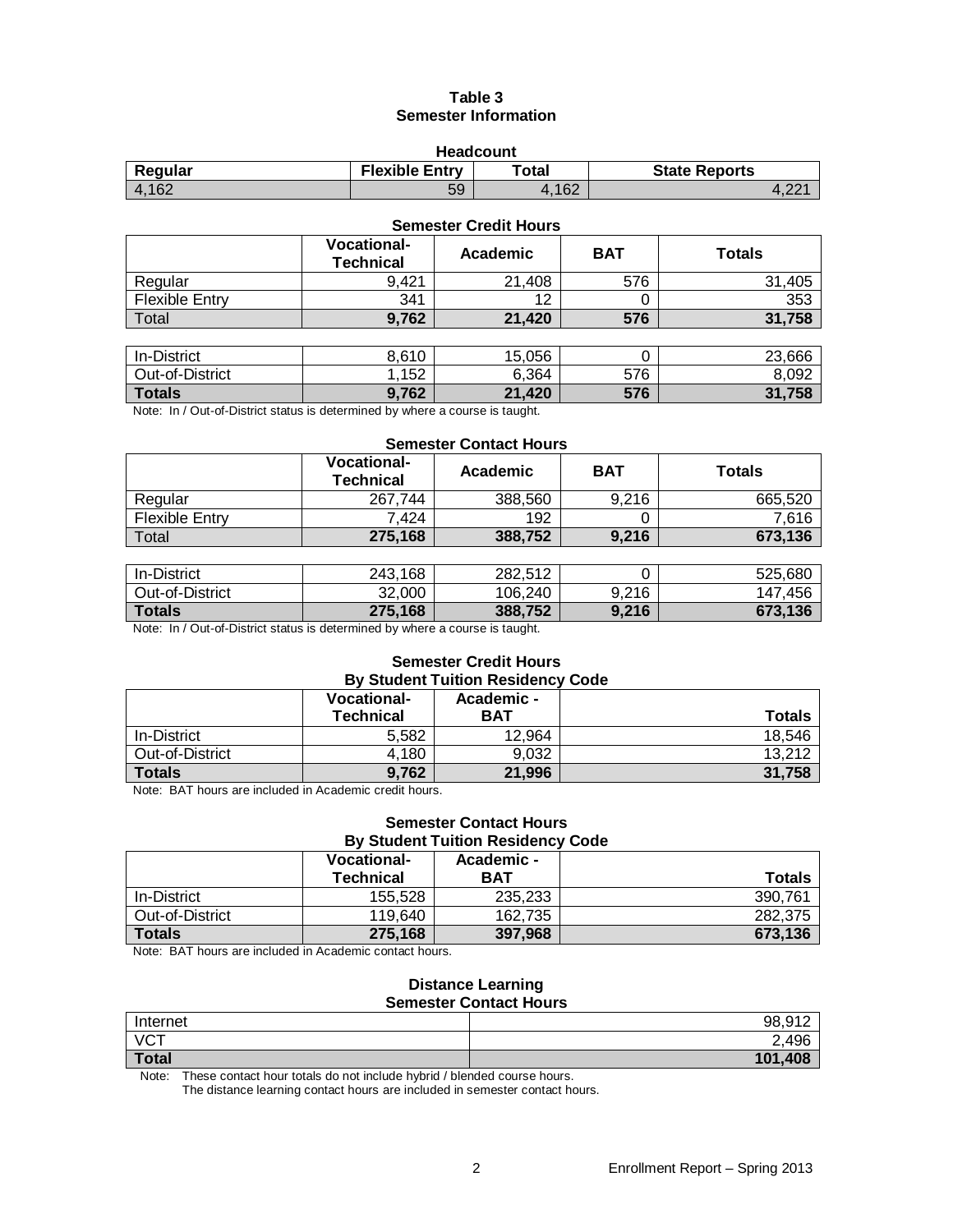# Table 3
## Semester Information

### Headcount

| Regular | Flexible Entry | Total | State Reports |
|---|---|---|---|
| 4,162 | 59 | 4,162 | 4,221 |

### Semester Credit Hours

| | Vocational-Technical | Academic | BAT | Totals |
|---|---|---|---|---|
| Regular | 9,421 | 21,408 | 576 | 31,405 |
| Flexible Entry | 341 | 12 | 0 | 353 |
| **Total** | **9,762** | **21,420** | **576** | **31,758** |
| | | | | |
| In-District | 8,610 | 15,056 | 0 | 23,666 |
| Out-of-District | 1,152 | 6,364 | 576 | 8,092 |
| **Totals** | **9,762** | **21,420** | **576** | **31,758** |

Note: In / Out-of-District status is determined by where a course is taught.

### Semester Contact Hours

| | Vocational-Technical | Academic | BAT | Totals |
|---|---|---|---|---|
| Regular | 267,744 | 388,560 | 9,216 | 665,520 |
| Flexible Entry | 7,424 | 192 | 0 | 7,616 |
| **Total** | **275,168** | **388,752** | **9,216** | **673,136** |
| | | | | |
| In-District | 243,168 | 282,512 | 0 | 525,680 |
| Out-of-District | 32,000 | 106,240 | 9,216 | 147,456 |
| **Totals** | **275,168** | **388,752** | **9,216** | **673,136** |

Note: In / Out-of-District status is determined by where a course is taught.

### Semester Credit Hours By Student Tuition Residency Code

| | Vocational-Technical | Academic - BAT | Totals |
|---|---|---|---|
| In-District | 5,582 | 12,964 | 18,546 |
| Out-of-District | 4,180 | 9,032 | 13,212 |
| **Totals** | **9,762** | **21,996** | **31,758** |

Note: BAT hours are included in Academic credit hours.

### Semester Contact Hours By Student Tuition Residency Code

| | Vocational-Technical | Academic - BAT | Totals |
|---|---|---|---|
| In-District | 155,528 | 235,233 | 390,761 |
| Out-of-District | 119,640 | 162,735 | 282,375 |
| **Totals** | **275,168** | **397,968** | **673,136** |

Note: BAT hours are included in Academic contact hours.

### Distance Learning Semester Contact Hours

| | |
|---|---|
| Internet | 98,912 |
| VCT | 2,496 |
| **Total** | **101,408** |

Note: These contact hour totals do not include hybrid / blended course hours.
The distance learning contact hours are included in semester contact hours.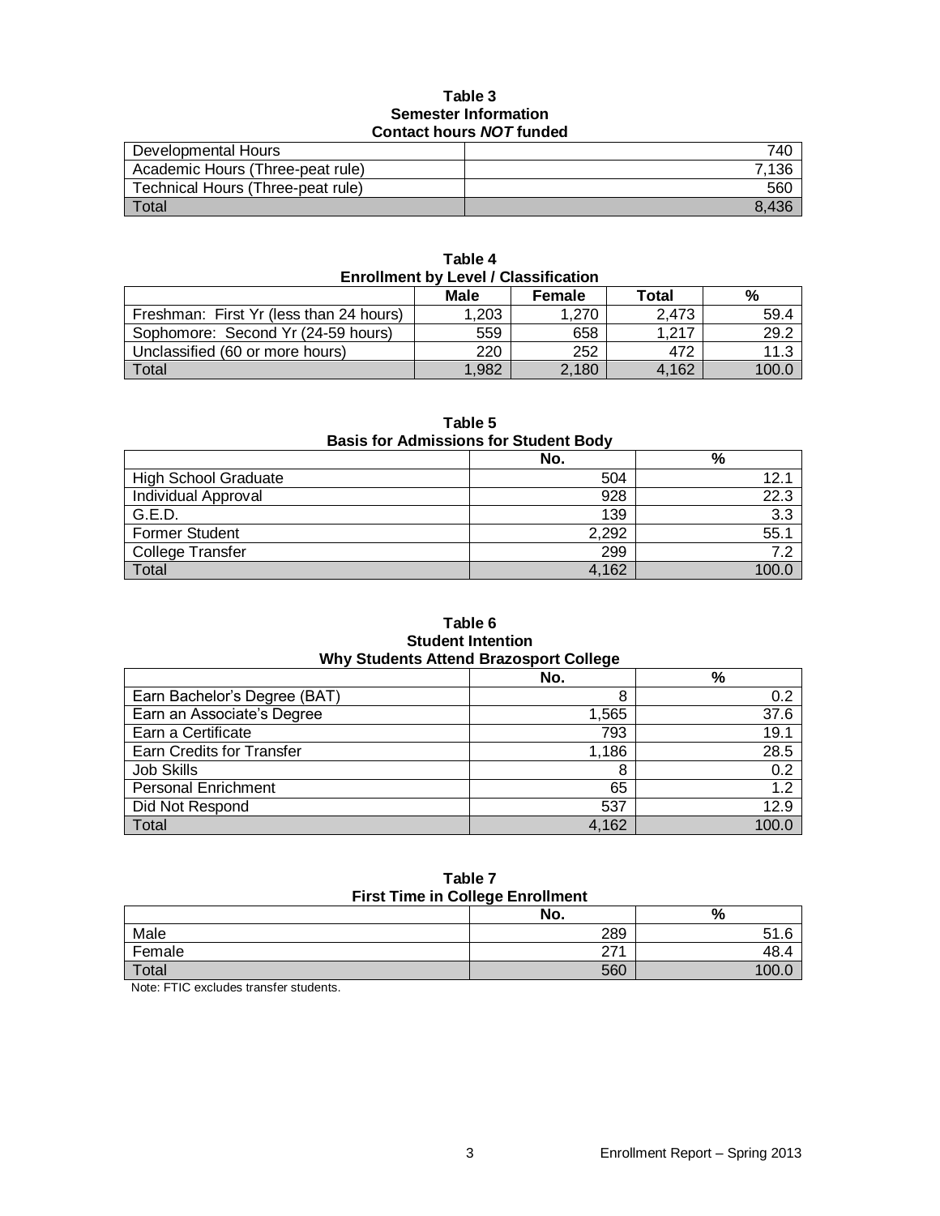**Table 3**
**Semester Information**
**Contact hours *NOT* funded**

| | |
|---|---|
| Developmental Hours | 740 |
| Academic Hours (Three-peat rule) | 7,136 |
| Technical Hours (Three-peat rule) | 560 |
| Total | 8,436 |

**Table 4**
**Enrollment by Level / Classification**

| | Male | Female | Total | % |
|---|---|---|---|---|
| Freshman: First Yr (less than 24 hours) | 1,203 | 1,270 | 2,473 | 59.4 |
| Sophomore: Second Yr (24-59 hours) | 559 | 658 | 1,217 | 29.2 |
| Unclassified (60 or more hours) | 220 | 252 | 472 | 11.3 |
| Total | 1,982 | 2,180 | 4,162 | 100.0 |

**Table 5**
**Basis for Admissions for Student Body**

| | No. | % |
|---|---|---|
| High School Graduate | 504 | 12.1 |
| Individual Approval | 928 | 22.3 |
| G.E.D. | 139 | 3.3 |
| Former Student | 2,292 | 55.1 |
| College Transfer | 299 | 7.2 |
| Total | 4,162 | 100.0 |

**Table 6**
**Student Intention**
**Why Students Attend Brazosport College**

| | No. | % |
|---|---|---|
| Earn Bachelor's Degree (BAT) | 8 | 0.2 |
| Earn an Associate's Degree | 1,565 | 37.6 |
| Earn a Certificate | 793 | 19.1 |
| Earn Credits for Transfer | 1,186 | 28.5 |
| Job Skills | 8 | 0.2 |
| Personal Enrichment | 65 | 1.2 |
| Did Not Respond | 537 | 12.9 |
| Total | 4,162 | 100.0 |

**Table 7**
**First Time in College Enrollment**

| | No. | % |
|---|---|---|
| Male | 289 | 51.6 |
| Female | 271 | 48.4 |
| Total | 560 | 100.0 |

Note: FTIC excludes transfer students.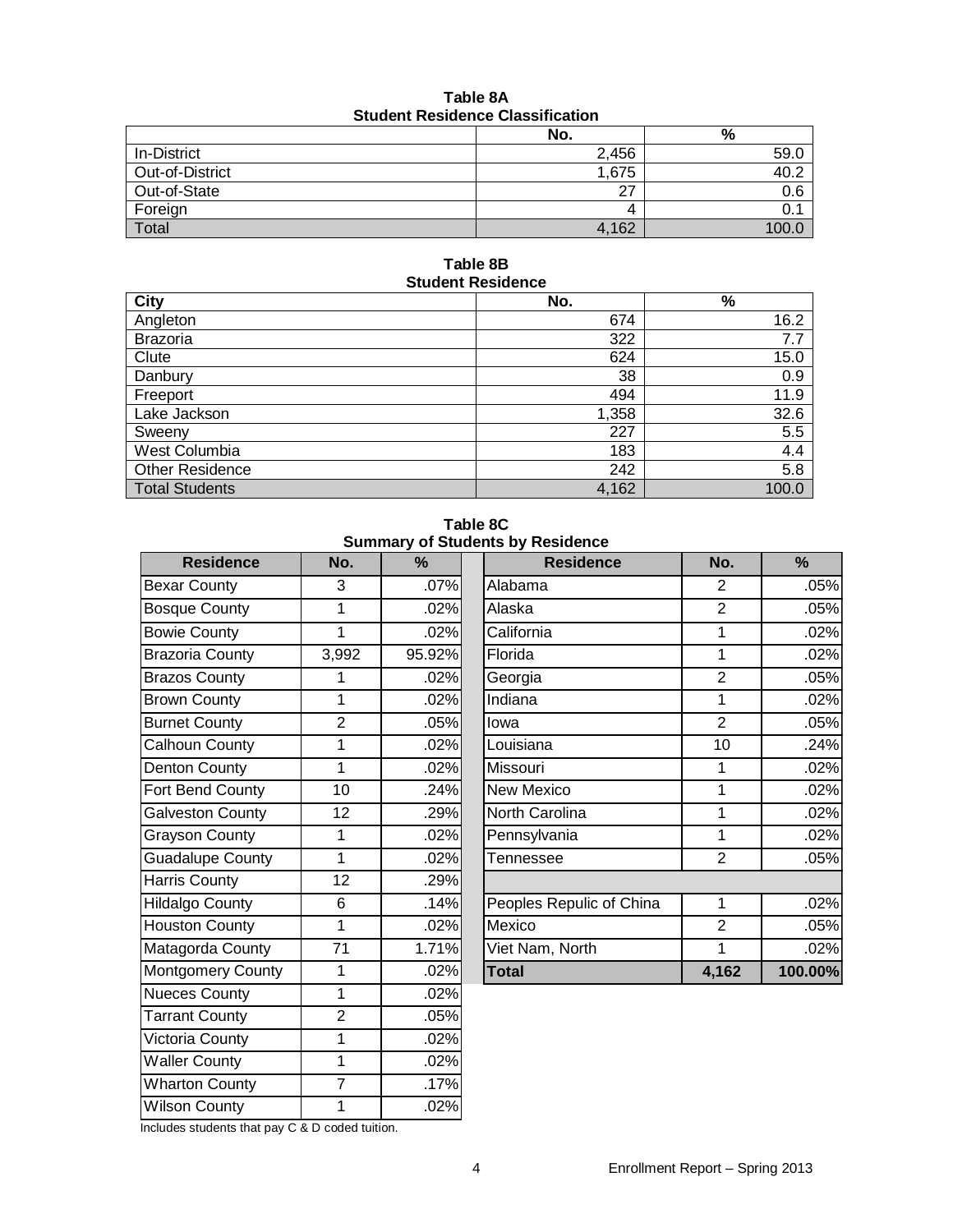**Table 8A**
**Student Residence Classification**

| | No. | % |
|---|---|---|
| In-District | 2,456 | 59.0 |
| Out-of-District | 1,675 | 40.2 |
| Out-of-State | 27 | 0.6 |
| Foreign | 4 | 0.1 |
| Total | 4,162 | 100.0 |

**Table 8B**
**Student Residence**

| City | No. | % |
|---|---|---|
| Angleton | 674 | 16.2 |
| Brazoria | 322 | 7.7 |
| Clute | 624 | 15.0 |
| Danbury | 38 | 0.9 |
| Freeport | 494 | 11.9 |
| Lake Jackson | 1,358 | 32.6 |
| Sweeny | 227 | 5.5 |
| West Columbia | 183 | 4.4 |
| Other Residence | 242 | 5.8 |
| Total Students | 4,162 | 100.0 |

**Table 8C**
**Summary of Students by Residence**

| Residence | No. | % | Residence | No. | % |
|---|---|---|---|---|---|
| Bexar County | 3 | .07% | Alabama | 2 | .05% |
| Bosque County | 1 | .02% | Alaska | 2 | .05% |
| Bowie County | 1 | .02% | California | 1 | .02% |
| Brazoria County | 3,992 | 95.92% | Florida | 1 | .02% |
| Brazos County | 1 | .02% | Georgia | 2 | .05% |
| Brown County | 1 | .02% | Indiana | 1 | .02% |
| Burnet County | 2 | .05% | Iowa | 2 | .05% |
| Calhoun County | 1 | .02% | Louisiana | 10 | .24% |
| Denton County | 1 | .02% | Missouri | 1 | .02% |
| Fort Bend County | 10 | .24% | New Mexico | 1 | .02% |
| Galveston County | 12 | .29% | North Carolina | 1 | .02% |
| Grayson County | 1 | .02% | Pennsylvania | 1 | .02% |
| Guadalupe County | 1 | .02% | Tennessee | 2 | .05% |
| Harris County | 12 | .29% | | | |
| Hildalgo County | 6 | .14% | Peoples Repulic of China | 1 | .02% |
| Houston County | 1 | .02% | Mexico | 2 | .05% |
| Matagorda County | 71 | 1.71% | Viet Nam, North | 1 | .02% |
| Montgomery County | 1 | .02% | **Total** | **4,162** | **100.00%** |
| Nueces County | 1 | .02% | | | |
| Tarrant County | 2 | .05% | | | |
| Victoria County | 1 | .02% | | | |
| Waller County | 1 | .02% | | | |
| Wharton County | 7 | .17% | | | |
| Wilson County | 1 | .02% | | | |

Includes students that pay C & D coded tuition.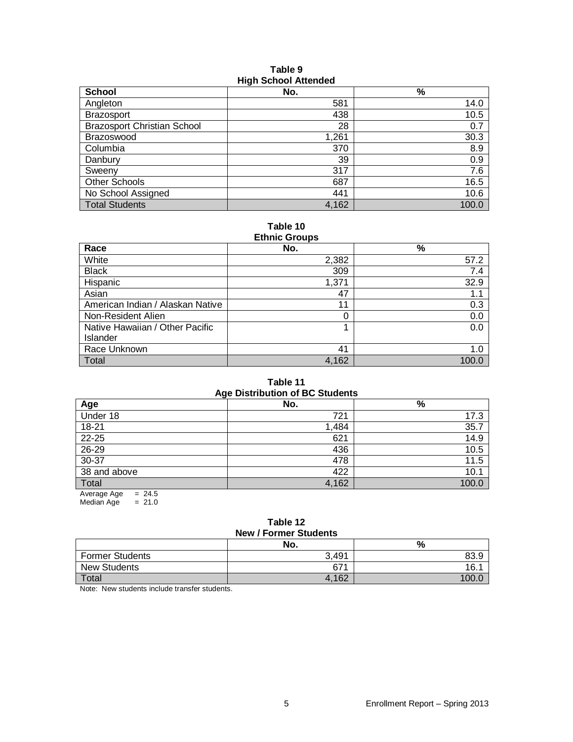**Table 9**
**High School Attended**

| School | No. | % |
|---|---|---|
| Angleton | 581 | 14.0 |
| Brazosport | 438 | 10.5 |
| Brazosport Christian School | 28 | 0.7 |
| Brazoswood | 1,261 | 30.3 |
| Columbia | 370 | 8.9 |
| Danbury | 39 | 0.9 |
| Sweeny | 317 | 7.6 |
| Other Schools | 687 | 16.5 |
| No School Assigned | 441 | 10.6 |
| Total Students | 4,162 | 100.0 |

**Table 10**
**Ethnic Groups**

| Race | No. | % |
|---|---|---|
| White | 2,382 | 57.2 |
| Black | 309 | 7.4 |
| Hispanic | 1,371 | 32.9 |
| Asian | 47 | 1.1 |
| American Indian / Alaskan Native | 11 | 0.3 |
| Non-Resident Alien | 0 | 0.0 |
| Native Hawaiian / Other Pacific Islander | 1 | 0.0 |
| Race Unknown | 41 | 1.0 |
| Total | 4,162 | 100.0 |

**Table 11**
**Age Distribution of BC Students**

| Age | No. | % |
|---|---|---|
| Under 18 | 721 | 17.3 |
| 18-21 | 1,484 | 35.7 |
| 22-25 | 621 | 14.9 |
| 26-29 | 436 | 10.5 |
| 30-37 | 478 | 11.5 |
| 38 and above | 422 | 10.1 |
| Total | 4,162 | 100.0 |

Average Age = 24.5
Median Age = 21.0

**Table 12**
**New / Former Students**

| | No. | % |
|---|---|---|
| Former Students | 3,491 | 83.9 |
| New Students | 671 | 16.1 |
| Total | 4,162 | 100.0 |

Note: New students include transfer students.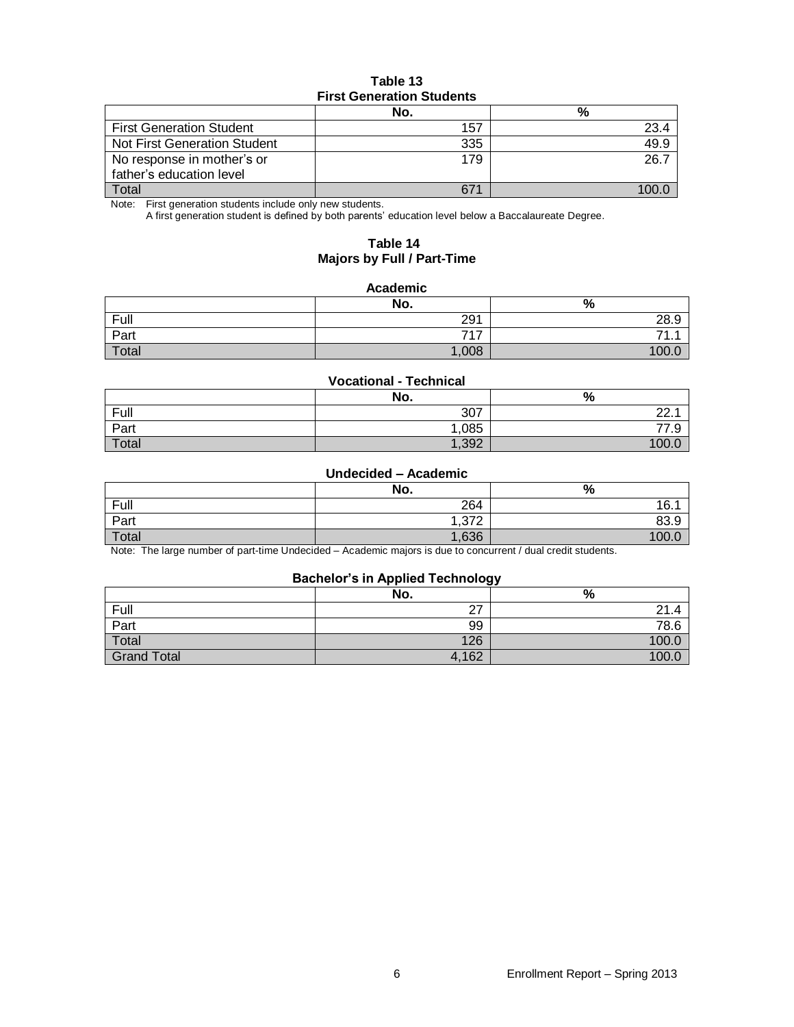**Table 13**
**First Generation Students**

| | No. | % |
|---|---|---|
| First Generation Student | 157 | 23.4 |
| Not First Generation Student | 335 | 49.9 |
| No response in mother's or father's education level | 179 | 26.7 |
| Total | 671 | 100.0 |

Note: First generation students include only new students.
A first generation student is defined by both parents' education level below a Baccalaureate Degree.

**Table 14**
**Majors by Full / Part-Time**

**Academic**

| | No. | % |
|---|---|---|
| Full | 291 | 28.9 |
| Part | 717 | 71.1 |
| Total | 1,008 | 100.0 |

**Vocational - Technical**

| | No. | % |
|---|---|---|
| Full | 307 | 22.1 |
| Part | 1,085 | 77.9 |
| Total | 1,392 | 100.0 |

**Undecided – Academic**

| | No. | % |
|---|---|---|
| Full | 264 | 16.1 |
| Part | 1,372 | 83.9 |
| Total | 1,636 | 100.0 |

Note: The large number of part-time Undecided – Academic majors is due to concurrent / dual credit students.

**Bachelor's in Applied Technology**

| | No. | % |
|---|---|---|
| Full | 27 | 21.4 |
| Part | 99 | 78.6 |
| Total | 126 | 100.0 |
| Grand Total | 4,162 | 100.0 |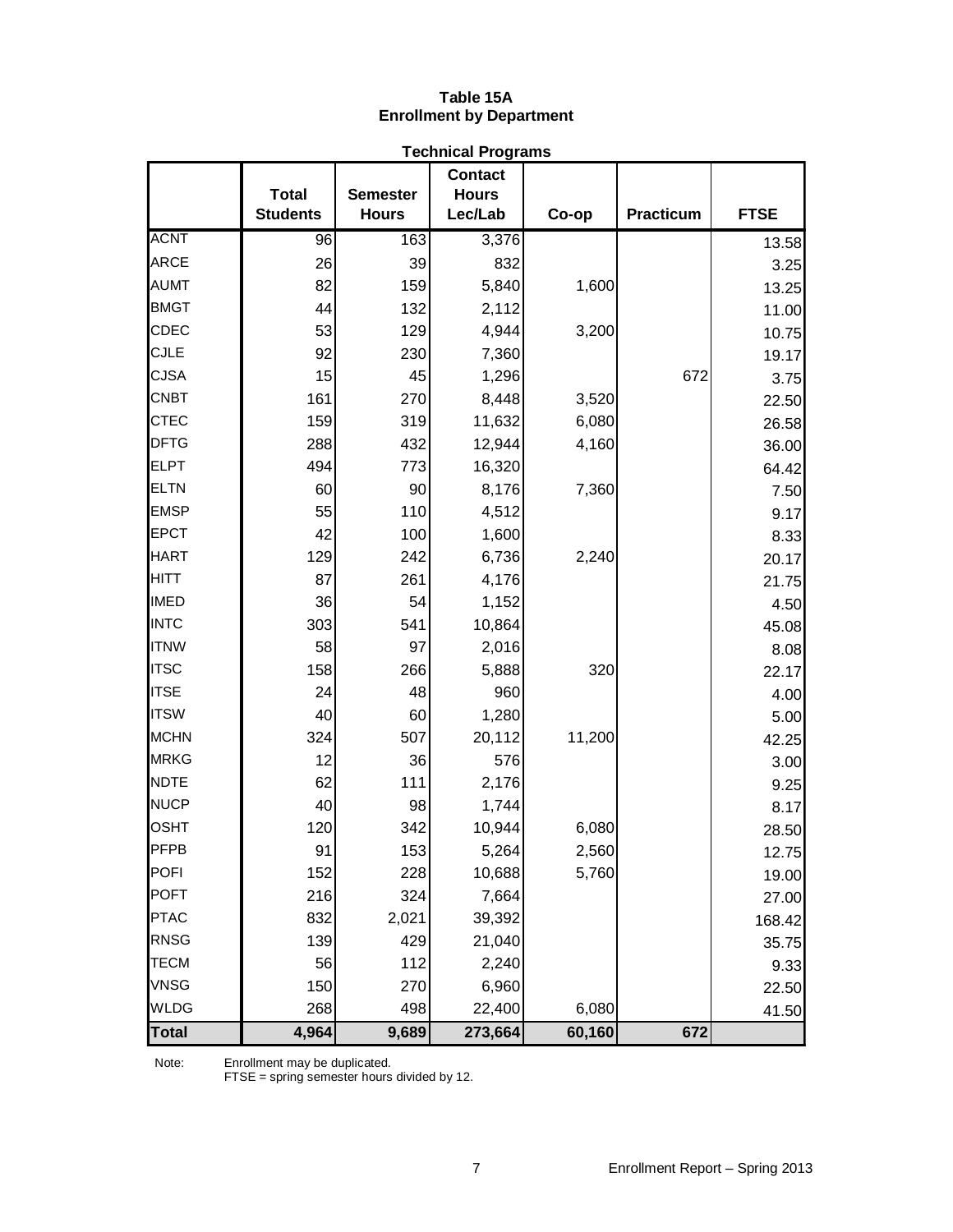**Table 15A**
**Enrollment by Department**

**Technical Programs**

| | Total Students | Semester Hours | Contact Hours Lec/Lab | Co-op | Practicum | FTSE |
|---|---|---|---|---|---|---|
| ACNT | 96 | 163 | 3,376 | | | 13.58 |
| ARCE | 26 | 39 | 832 | | | 3.25 |
| AUMT | 82 | 159 | 5,840 | 1,600 | | 13.25 |
| BMGT | 44 | 132 | 2,112 | | | 11.00 |
| CDEC | 53 | 129 | 4,944 | 3,200 | | 10.75 |
| CJLE | 92 | 230 | 7,360 | | | 19.17 |
| CJSA | 15 | 45 | 1,296 | | 672 | 3.75 |
| CNBT | 161 | 270 | 8,448 | 3,520 | | 22.50 |
| CTEC | 159 | 319 | 11,632 | 6,080 | | 26.58 |
| DFTG | 288 | 432 | 12,944 | 4,160 | | 36.00 |
| ELPT | 494 | 773 | 16,320 | | | 64.42 |
| ELTN | 60 | 90 | 8,176 | 7,360 | | 7.50 |
| EMSP | 55 | 110 | 4,512 | | | 9.17 |
| EPCT | 42 | 100 | 1,600 | | | 8.33 |
| HART | 129 | 242 | 6,736 | 2,240 | | 20.17 |
| HITT | 87 | 261 | 4,176 | | | 21.75 |
| IMED | 36 | 54 | 1,152 | | | 4.50 |
| INTC | 303 | 541 | 10,864 | | | 45.08 |
| ITNW | 58 | 97 | 2,016 | | | 8.08 |
| ITSC | 158 | 266 | 5,888 | 320 | | 22.17 |
| ITSE | 24 | 48 | 960 | | | 4.00 |
| ITSW | 40 | 60 | 1,280 | | | 5.00 |
| MCHN | 324 | 507 | 20,112 | 11,200 | | 42.25 |
| MRKG | 12 | 36 | 576 | | | 3.00 |
| NDTE | 62 | 111 | 2,176 | | | 9.25 |
| NUCP | 40 | 98 | 1,744 | | | 8.17 |
| OSHT | 120 | 342 | 10,944 | 6,080 | | 28.50 |
| PFPB | 91 | 153 | 5,264 | 2,560 | | 12.75 |
| POFI | 152 | 228 | 10,688 | 5,760 | | 19.00 |
| POFT | 216 | 324 | 7,664 | | | 27.00 |
| PTAC | 832 | 2,021 | 39,392 | | | 168.42 |
| RNSG | 139 | 429 | 21,040 | | | 35.75 |
| TECM | 56 | 112 | 2,240 | | | 9.33 |
| VNSG | 150 | 270 | 6,960 | | | 22.50 |
| WLDG | 268 | 498 | 22,400 | 6,080 | | 41.50 |
| **Total** | **4,964** | **9,689** | **273,664** | **60,160** | **672** | |

Note: Enrollment may be duplicated.
FTSE = spring semester hours divided by 12.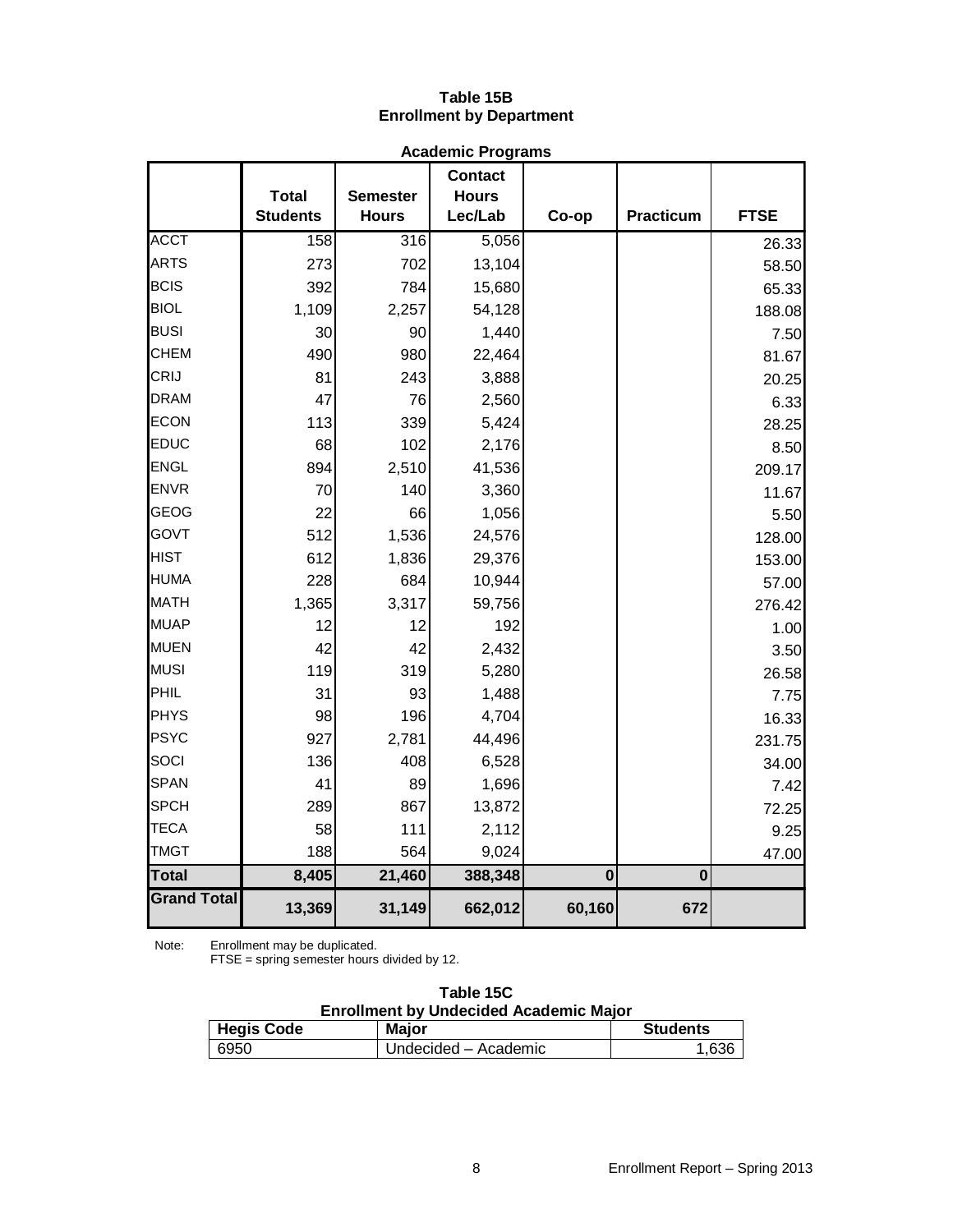## Table 15B
## Enrollment by Department

| Academic Programs | | | | | | |
|---|---|---|---|---|---|---|
| | **Total Students** | **Semester Hours** | **Contact Hours Lec/Lab** | **Co-op** | **Practicum** | **FTSE** |
| ACCT | 158 | 316 | 5,056 | | | 26.33 |
| ARTS | 273 | 702 | 13,104 | | | 58.50 |
| BCIS | 392 | 784 | 15,680 | | | 65.33 |
| BIOL | 1,109 | 2,257 | 54,128 | | | 188.08 |
| BUSI | 30 | 90 | 1,440 | | | 7.50 |
| CHEM | 490 | 980 | 22,464 | | | 81.67 |
| CRIJ | 81 | 243 | 3,888 | | | 20.25 |
| DRAM | 47 | 76 | 2,560 | | | 6.33 |
| ECON | 113 | 339 | 5,424 | | | 28.25 |
| EDUC | 68 | 102 | 2,176 | | | 8.50 |
| ENGL | 894 | 2,510 | 41,536 | | | 209.17 |
| ENVR | 70 | 140 | 3,360 | | | 11.67 |
| GEOG | 22 | 66 | 1,056 | | | 5.50 |
| GOVT | 512 | 1,536 | 24,576 | | | 128.00 |
| HIST | 612 | 1,836 | 29,376 | | | 153.00 |
| HUMA | 228 | 684 | 10,944 | | | 57.00 |
| MATH | 1,365 | 3,317 | 59,756 | | | 276.42 |
| MUAP | 12 | 12 | 192 | | | 1.00 |
| MUEN | 42 | 42 | 2,432 | | | 3.50 |
| MUSI | 119 | 319 | 5,280 | | | 26.58 |
| PHIL | 31 | 93 | 1,488 | | | 7.75 |
| PHYS | 98 | 196 | 4,704 | | | 16.33 |
| PSYC | 927 | 2,781 | 44,496 | | | 231.75 |
| SOCI | 136 | 408 | 6,528 | | | 34.00 |
| SPAN | 41 | 89 | 1,696 | | | 7.42 |
| SPCH | 289 | 867 | 13,872 | | | 72.25 |
| TECA | 58 | 111 | 2,112 | | | 9.25 |
| TMGT | 188 | 564 | 9,024 | | | 47.00 |
| **Total** | **8,405** | **21,460** | **388,348** | **0** | **0** | |
| **Grand Total** | **13,369** | **31,149** | **662,012** | **60,160** | **672** | |

Note: Enrollment may be duplicated.
FTSE = spring semester hours divided by 12.

## Table 15C
## Enrollment by Undecided Academic Major

| Hegis Code | Major | Students |
|---|---|---|
| 6950 | Undecided – Academic | 1,636 |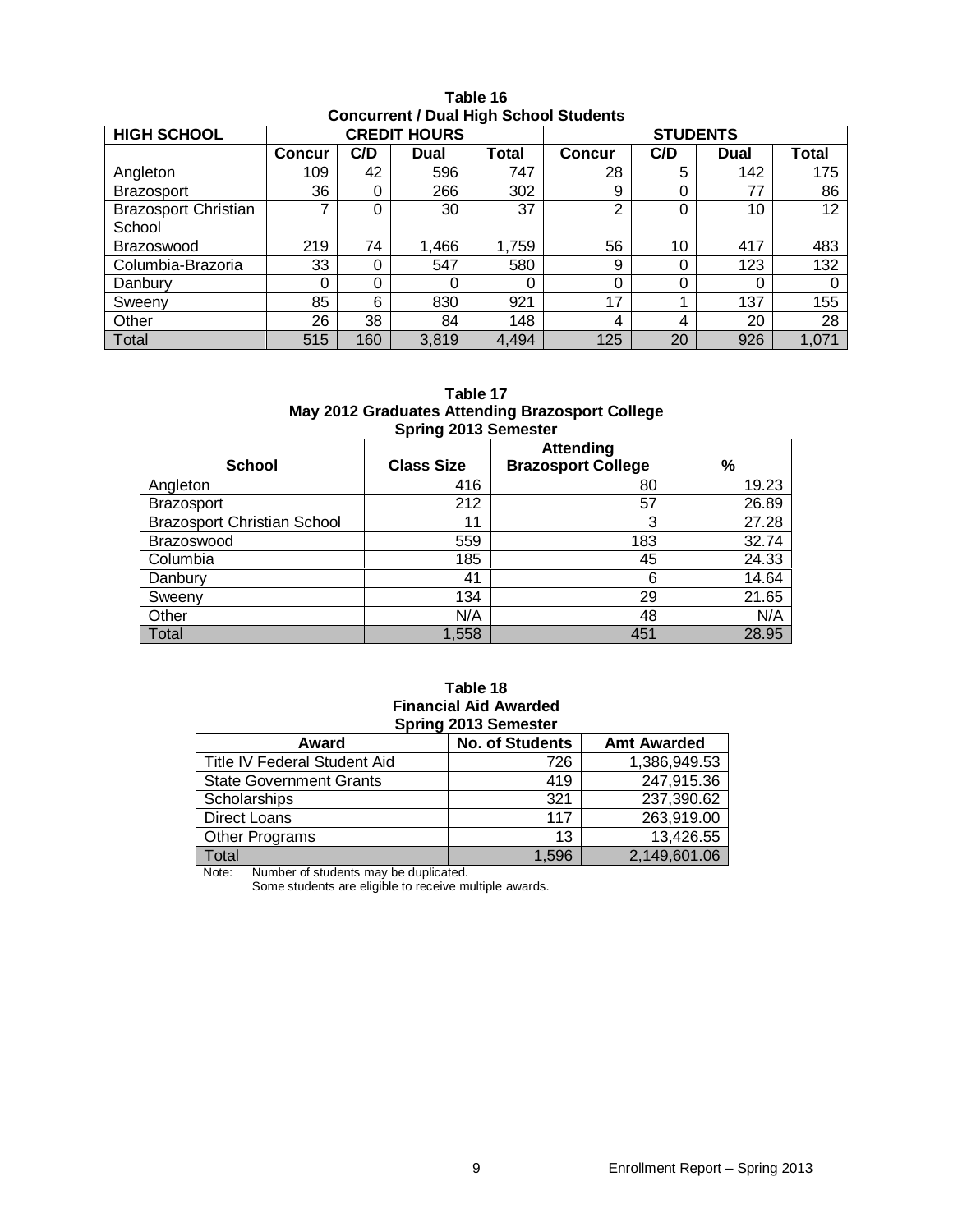**Table 16**
**Concurrent / Dual High School Students**

| HIGH SCHOOL | CREDIT HOURS | | | | STUDENTS | | | |
|---|---|---|---|---|---|---|---|---|
| | Concur | C/D | Dual | Total | Concur | C/D | Dual | Total |
| Angleton | 109 | 42 | 596 | 747 | 28 | 5 | 142 | 175 |
| Brazosport | 36 | 0 | 266 | 302 | 9 | 0 | 77 | 86 |
| Brazosport Christian School | 7 | 0 | 30 | 37 | 2 | 0 | 10 | 12 |
| Brazoswood | 219 | 74 | 1,466 | 1,759 | 56 | 10 | 417 | 483 |
| Columbia-Brazoria | 33 | 0 | 547 | 580 | 9 | 0 | 123 | 132 |
| Danbury | 0 | 0 | 0 | 0 | 0 | 0 | 0 | 0 |
| Sweeny | 85 | 6 | 830 | 921 | 17 | 1 | 137 | 155 |
| Other | 26 | 38 | 84 | 148 | 4 | 4 | 20 | 28 |
| Total | 515 | 160 | 3,819 | 4,494 | 125 | 20 | 926 | 1,071 |

**Table 17**
**May 2012 Graduates Attending Brazosport College**
**Spring 2013 Semester**

| School | Class Size | Attending Brazosport College | % |
|---|---|---|---|
| Angleton | 416 | 80 | 19.23 |
| Brazosport | 212 | 57 | 26.89 |
| Brazosport Christian School | 11 | 3 | 27.28 |
| Brazoswood | 559 | 183 | 32.74 |
| Columbia | 185 | 45 | 24.33 |
| Danbury | 41 | 6 | 14.64 |
| Sweeny | 134 | 29 | 21.65 |
| Other | N/A | 48 | N/A |
| Total | 1,558 | 451 | 28.95 |

**Table 18**
**Financial Aid Awarded**
**Spring 2013 Semester**

| Award | No. of Students | Amt Awarded |
|---|---|---|
| Title IV Federal Student Aid | 726 | 1,386,949.53 |
| State Government Grants | 419 | 247,915.36 |
| Scholarships | 321 | 237,390.62 |
| Direct Loans | 117 | 263,919.00 |
| Other Programs | 13 | 13,426.55 |
| Total | 1,596 | 2,149,601.06 |

Note: Number of students may be duplicated.
Some students are eligible to receive multiple awards.